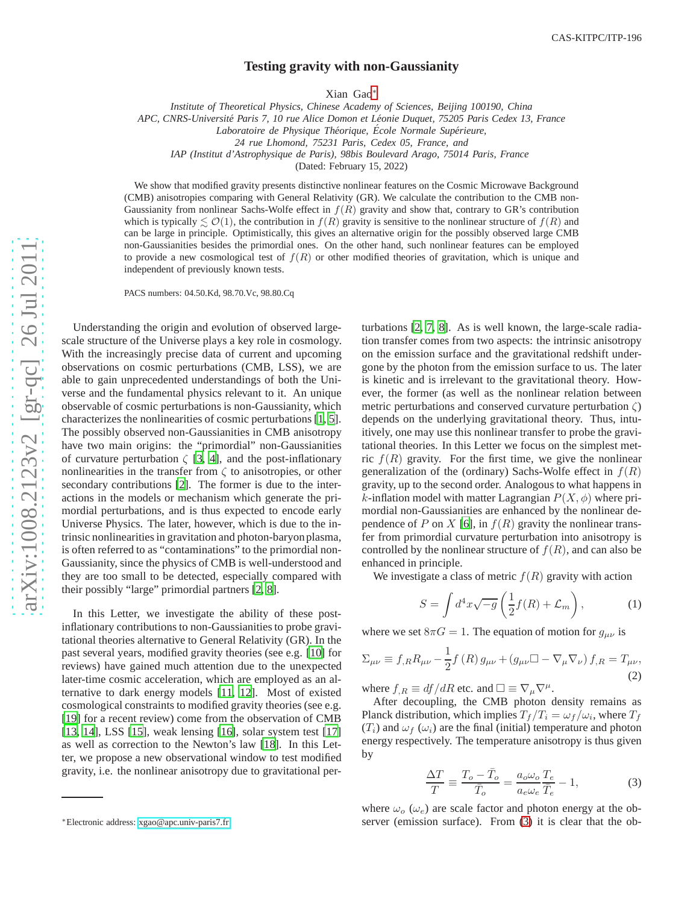# Testing gravity with non-Gaussianity

Xian Gao[*]

*Institute of Theoretical Physics, Chinese Academy of Sciences, Beijing 100190, China*
*APC, CNRS-Université Paris 7, 10 rue Alice Domon et Léonie Duquet, 75205 Paris Cedex 13, France*
*Laboratoire de Physique Théorique, École Normale Supérieure,*
*24 rue Lhomond, 75231 Paris, Cedex 05, France, and*
*IAP (Institut d'Astrophysique de Paris), 98bis Boulevard Arago, 75014 Paris, France*

(Dated: February 15, 2022)

We show that modified gravity presents distinctive nonlinear features on the Cosmic Microwave Background (CMB) anisotropies comparing with General Relativity (GR). We calculate the contribution to the CMB non-Gaussianity from nonlinear Sachs-Wolfe effect in $f(R)$ gravity and show that, contrary to GR's contribution which is typically $\lesssim \mathcal{O}(1)$, the contribution in $f(R)$ gravity is sensitive to the nonlinear structure of $f(R)$ and can be large in principle. Optimistically, this gives an alternative origin for the possibly observed large CMB non-Gaussianities besides the primordial ones. On the other hand, such nonlinear features can be employed to provide a new cosmological test of $f(R)$ or other modified theories of gravitation, which is unique and independent of previously known tests.

PACS numbers: 04.50.Kd, 98.70.Vc, 98.80.Cq

Understanding the origin and evolution of observed large-scale structure of the Universe plays a key role in cosmology. With the increasingly precise data of current and upcoming observations on cosmic perturbations (CMB, LSS), we are able to gain unprecedented understandings of both the Universe and the fundamental physics relevant to it. An unique observable of cosmic perturbations is non-Gaussianity, which characterizes the nonlinearities of cosmic perturbations [1, 5]. The possibly observed non-Gaussianities in CMB anisotropy have two main origins: the "primordial" non-Gaussianities of curvature perturbation $\zeta$ [3, 4], and the post-inflationary nonlinearities in the transfer from $\zeta$ to anisotropies, or other secondary contributions [2]. The former is due to the interactions in the models or mechanism which generate the primordial perturbations, and is thus expected to encode early Universe Physics. The later, however, which is due to the intrinsic nonlinearities in gravitation and photon-baryon plasma, is often referred to as "contaminations" to the primordial non-Gaussianity, since the physics of CMB is well-understood and they are too small to be detected, especially compared with their possibly "large" primordial partners [2, 8].

In this Letter, we investigate the ability of these post-inflationary contributions to non-Gaussianities to probe gravitational theories alternative to General Relativity (GR). In the past several years, modified gravity theories (see e.g. [10] for reviews) have gained much attention due to the unexpected later-time cosmic acceleration, which are employed as an alternative to dark energy models [11, 12]. Most of existed cosmological constraints to modified gravity theories (see e.g. [19] for a recent review) come from the observation of CMB [13, 14], LSS [15], weak lensing [16], solar system test [17] as well as correction to the Newton's law [18]. In this Letter, we propose a new observational window to test modified gravity, i.e. the nonlinear anisotropy due to gravitational perturbations [2, 7, 8]. As is well known, the large-scale radiation transfer comes from two aspects: the intrinsic anisotropy on the emission surface and the gravitational redshift undergone by the photon from the emission surface to us. The later is kinetic and is irrelevant to the gravitational theory. However, the former (as well as the nonlinear relation between metric perturbations and conserved curvature perturbation $\zeta$) depends on the underlying gravitational theory. Thus, intuitively, one may use this nonlinear transfer to probe the gravitational theories. In this Letter we focus on the simplest metric $f(R)$ gravity. For the first time, we give the nonlinear generalization of the (ordinary) Sachs-Wolfe effect in $f(R)$ gravity, up to the second order. Analogous to what happens in $k$-inflation model with matter Lagrangian $P(X, \phi)$ where primordial non-Gaussianities are enhanced by the nonlinear dependence of $P$ on $X$ [6], in $f(R)$ gravity the nonlinear transfer from primordial curvature perturbation into anisotropy is controlled by the nonlinear structure of $f(R)$, and can also be enhanced in principle.

We investigate a class of metric $f(R)$ gravity with action

$$S = \int d^4x \sqrt{-g} \left( \frac{1}{2} f(R) + \mathcal{L}_m \right), \tag{1}$$

where we set $8\pi G = 1$. The equation of motion for $g_{\mu\nu}$ is

$$\Sigma_{\mu\nu} \equiv f_{,R} R_{\mu\nu} - \frac{1}{2} f(R) g_{\mu\nu} + (g_{\mu\nu}\Box - \nabla_\mu \nabla_\nu) f_{,R} = T_{\mu\nu}, \tag{2}$$

where $f_{,R} \equiv df/dR$ etc. and $\Box \equiv \nabla_\mu \nabla^\mu$.

After decoupling, the CMB photon density remains as Planck distribution, which implies $T_f/T_i = \omega_f/\omega_i$, where $T_f$ ($T_i$) and $\omega_f$ ($\omega_i$) are the final (initial) temperature and photon energy respectively. The temperature anisotropy is thus given by

$$\frac{\Delta T}{T} \equiv \frac{T_o - \bar{T}_o}{\bar{T}_o} = \frac{a_o \omega_o}{a_e \omega_e} \frac{T_e}{\bar{T}_e} - 1, \tag{3}$$

where $\omega_o$ ($\omega_e$) are scale factor and photon energy at the observer (emission surface). From (3) it is clear that the ob-

---

[*] Electronic address: xgao@apc.univ-paris7.fr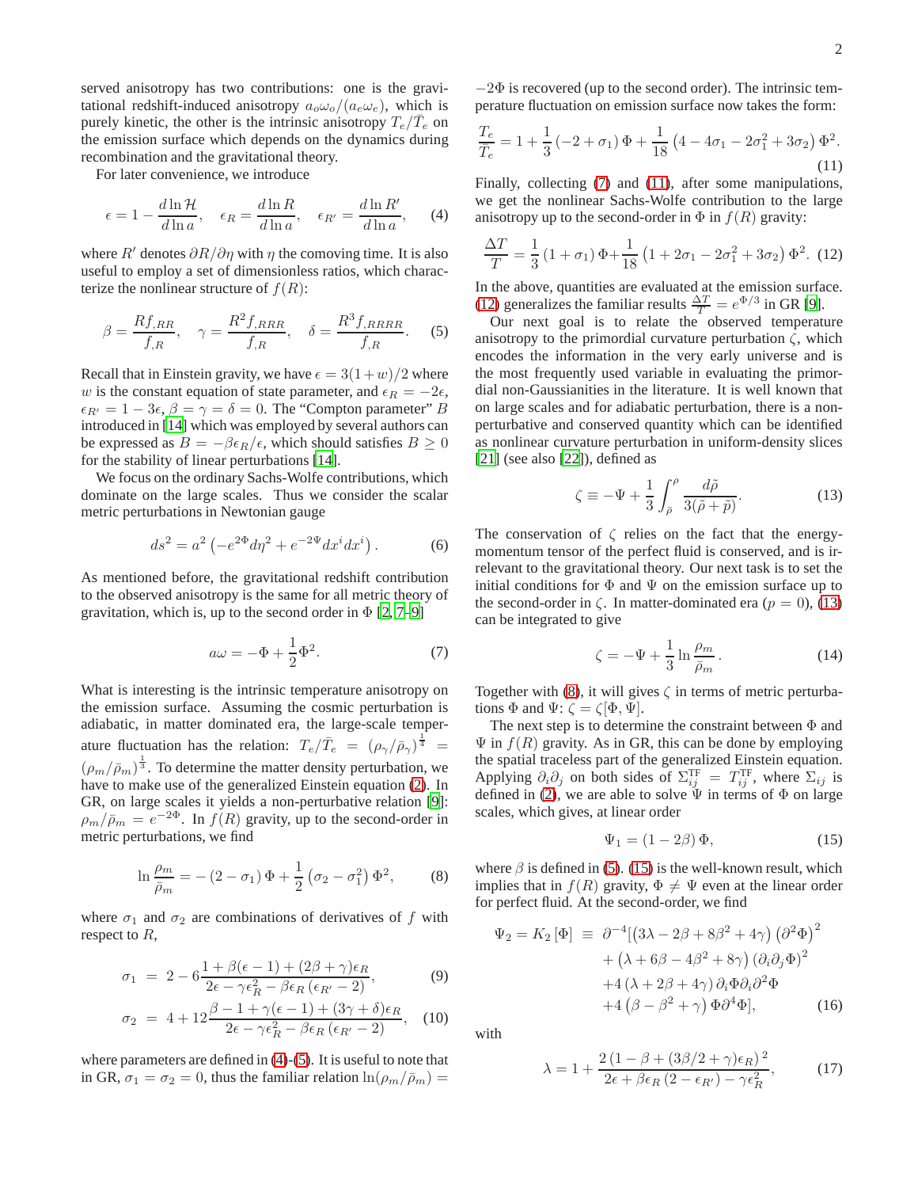served anisotropy has two contributions: one is the gravitational redshift-induced anisotropy $a_o\omega_o/(a_e\omega_e)$, which is purely kinetic, the other is the intrinsic anisotropy $T_e/\bar{T}_e$ on the emission surface which depends on the dynamics during recombination and the gravitational theory.

For later convenience, we introduce

$$\epsilon = 1 - \frac{d\ln\mathcal{H}}{d\ln a}, \quad \epsilon_R = \frac{d\ln R}{d\ln a}, \quad \epsilon_{R'} = \frac{d\ln R'}{d\ln a}, \tag{4}$$

where $R'$ denotes $\partial R/\partial\eta$ with $\eta$ the comoving time. It is also useful to employ a set of dimensionless ratios, which characterize the nonlinear structure of $f(R)$:

$$\beta = \frac{Rf_{,RR}}{f_{,R}}, \quad \gamma = \frac{R^2 f_{,RRR}}{f_{,R}}, \quad \delta = \frac{R^3 f_{,RRRR}}{f_{,R}}. \tag{5}$$

Recall that in Einstein gravity, we have $\epsilon = 3(1+w)/2$ where $w$ is the constant equation of state parameter, and $\epsilon_R = -2\epsilon$, $\epsilon_{R'} = 1-3\epsilon$, $\beta = \gamma = \delta = 0$. The "Compton parameter" $B$ introduced in [14] which was employed by several authors can be expressed as $B = -\beta\epsilon_R/\epsilon$, which should satisfies $B \geq 0$ for the stability of linear perturbations [14].

We focus on the ordinary Sachs-Wolfe contributions, which dominate on the large scales. Thus we consider the scalar metric perturbations in Newtonian gauge

$$ds^2 = a^2\left(-e^{2\Phi}d\eta^2 + e^{-2\Psi}dx^i dx^i\right). \tag{6}$$

As mentioned before, the gravitational redshift contribution to the observed anisotropy is the same for all metric theory of gravitation, which is, up to the second order in $\Phi$ [2, 7–9]

$$a\omega = -\Phi + \frac{1}{2}\Phi^2. \tag{7}$$

What is interesting is the intrinsic temperature anisotropy on the emission surface. Assuming the cosmic perturbation is adiabatic, in matter dominated era, the large-scale temperature fluctuation has the relation: $T_e/\bar{T}_e = (\rho_\gamma/\bar{\rho}_\gamma)^{\frac{1}{4}} = (\rho_m/\bar{\rho}_m)^{\frac{1}{3}}$. To determine the matter density perturbation, we have to make use of the generalized Einstein equation (2). In GR, on large scales it yields a non-perturbative relation [9]: $\rho_m/\bar{\rho}_m = e^{-2\Phi}$. In $f(R)$ gravity, up to the second-order in metric perturbations, we find

$$\ln\frac{\rho_m}{\bar{\rho}_m} = -\left(2-\sigma_1\right)\Phi + \frac{1}{2}\left(\sigma_2 - \sigma_1^2\right)\Phi^2, \tag{8}$$

where $\sigma_1$ and $\sigma_2$ are combinations of derivatives of $f$ with respect to $R$,

$$\sigma_1 = 2 - 6\frac{1+\beta(\epsilon-1)+(2\beta+\gamma)\epsilon_R}{2\epsilon - \gamma\epsilon_R^2 - \beta\epsilon_R\left(\epsilon_{R'}-2\right)}, \tag{9}$$

$$\sigma_2 = 4 + 12\frac{\beta - 1 + \gamma(\epsilon-1)+(3\gamma+\delta)\epsilon_R}{2\epsilon - \gamma\epsilon_R^2 - \beta\epsilon_R\left(\epsilon_{R'}-2\right)}, \tag{10}$$

where parameters are defined in (4)-(5). It is useful to note that in GR, $\sigma_1 = \sigma_2 = 0$, thus the familiar relation $\ln(\rho_m/\bar{\rho}_m) = -2\Phi$ is recovered (up to the second order). The intrinsic temperature fluctuation on emission surface now takes the form:

$$\frac{T_e}{\bar{T}_e} = 1 + \frac{1}{3}\left(-2+\sigma_1\right)\Phi + \frac{1}{18}\left(4 - 4\sigma_1 - 2\sigma_1^2 + 3\sigma_2\right)\Phi^2. \tag{11}$$

Finally, collecting (7) and (11), after some manipulations, we get the nonlinear Sachs-Wolfe contribution to the large anisotropy up to the second-order in $\Phi$ in $f(R)$ gravity:

$$\frac{\Delta T}{T} = \frac{1}{3}\left(1+\sigma_1\right)\Phi + \frac{1}{18}\left(1 + 2\sigma_1 - 2\sigma_1^2 + 3\sigma_2\right)\Phi^2. \tag{12}$$

In the above, quantities are evaluated at the emission surface. (12) generalizes the familiar results $\frac{\Delta T}{T} = e^{\Phi/3}$ in GR [9].

Our next goal is to relate the observed temperature anisotropy to the primordial curvature perturbation $\zeta$, which encodes the information in the very early universe and is the most frequently used variable in evaluating the primordial non-Gaussianities in the literature. It is well known that on large scales and for adiabatic perturbation, there is a non-perturbative and conserved quantity which can be identified as nonlinear curvature perturbation in uniform-density slices [21] (see also [22]), defined as

$$\zeta \equiv -\Psi + \frac{1}{3}\int_{\bar{\rho}}^{\rho}\frac{d\tilde{\rho}}{3(\tilde{\rho}+\tilde{p})}. \tag{13}$$

The conservation of $\zeta$ relies on the fact that the energy-momentum tensor of the perfect fluid is conserved, and is irrelevant to the gravitational theory. Our next task is to set the initial conditions for $\Phi$ and $\Psi$ on the emission surface up to the second-order in $\zeta$. In matter-dominated era ($p = 0$), (13) can be integrated to give

$$\zeta = -\Psi + \frac{1}{3}\ln\frac{\rho_m}{\bar{\rho}_m}. \tag{14}$$

Together with (8), it will gives $\zeta$ in terms of metric perturbations $\Phi$ and $\Psi$: $\zeta = \zeta[\Phi, \Psi]$.

The next step is to determine the constraint between $\Phi$ and $\Psi$ in $f(R)$ gravity. As in GR, this can be done by employing the spatial traceless part of the generalized Einstein equation. Applying $\partial_i\partial_j$ on both sides of $\Sigma_{ij}^{\rm TF} = T_{ij}^{\rm TF}$, where $\Sigma_{ij}$ is defined in (2), we are able to solve $\Psi$ in terms of $\Phi$ on large scales, which gives, at linear order

$$\Psi_1 = \left(1-2\beta\right)\Phi, \tag{15}$$

where $\beta$ is defined in (5). (15) is the well-known result, which implies that in $f(R)$ gravity, $\Phi \neq \Psi$ even at the linear order for perfect fluid. At the second-order, we find

$$\begin{aligned}
\Psi_2 = K_2[\Phi] \equiv\ & \partial^{-4}\big[\left(3\lambda - 2\beta + 8\beta^2 + 4\gamma\right)\left(\partial^2\Phi\right)^2 \\
& + \left(\lambda + 6\beta - 4\beta^2 + 8\gamma\right)\left(\partial_i\partial_j\Phi\right)^2 \\
& + 4\left(\lambda + 2\beta + 4\gamma\right)\partial_i\Phi\partial_i\partial^2\Phi \\
& + 4\left(\beta - \beta^2 + \gamma\right)\Phi\partial^4\Phi\big],
\end{aligned} \tag{16}$$

with

$$\lambda = 1 + \frac{2\left(1 - \beta + (3\beta/2 + \gamma)\epsilon_R\right)^2}{2\epsilon + \beta\epsilon_R\left(2 - \epsilon_{R'}\right) - \gamma\epsilon_R^2}, \tag{17}$$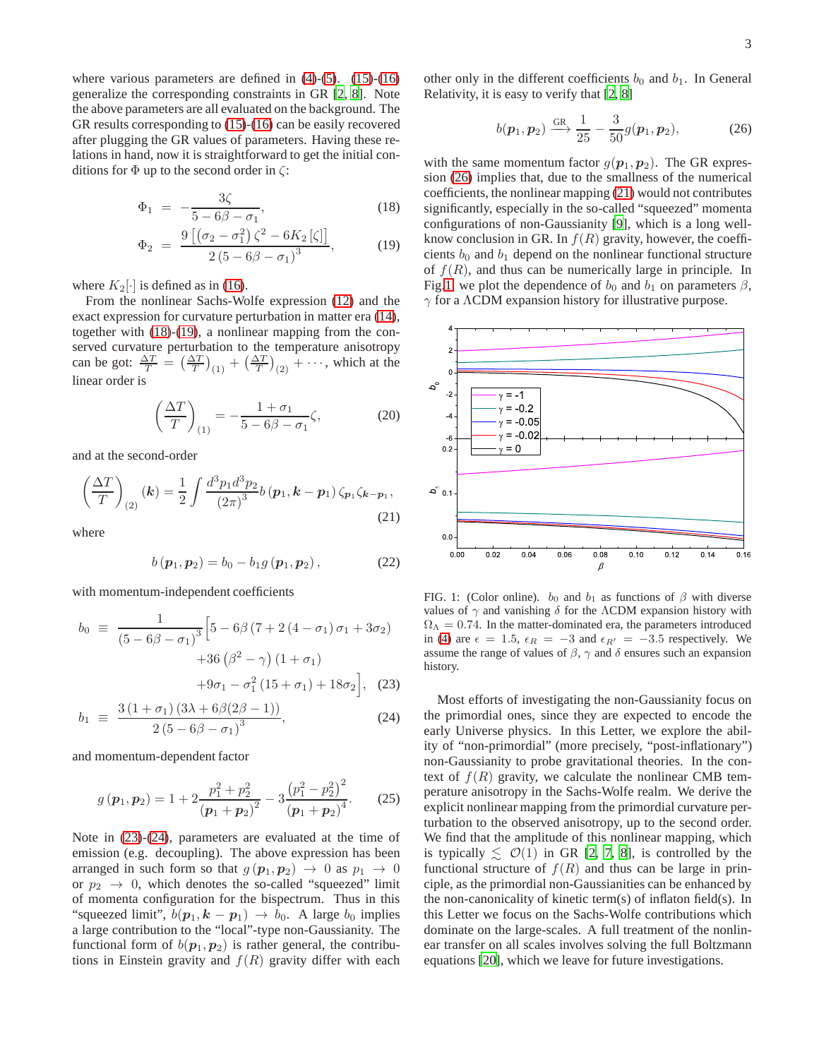where various parameters are defined in (4)-(5). (15)-(16) generalize the corresponding constraints in GR [2, 8]. Note the above parameters are all evaluated on the background. The GR results corresponding to (15)-(16) can be easily recovered after plugging the GR values of parameters. Having these relations in hand, now it is straightforward to get the initial conditions for $\Phi$ up to the second order in $\zeta$:

$$\Phi_1 = -\frac{3\zeta}{5-6\beta-\sigma_1}, \tag{18}$$

$$\Phi_2 = \frac{9\left[\left(\sigma_2-\sigma_1^2\right)\zeta^2-6K_2[\zeta]\right]}{2\left(5-6\beta-\sigma_1\right)^3}, \tag{19}$$

where $K_2[\cdot]$ is defined as in (16).

From the nonlinear Sachs-Wolfe expression (12) and the exact expression for curvature perturbation in matter era (14), together with (18)-(19), a nonlinear mapping from the conserved curvature perturbation to the temperature anisotropy can be got: $\frac{\Delta T}{T} = \left(\frac{\Delta T}{T}\right)_{(1)} + \left(\frac{\Delta T}{T}\right)_{(2)} + \cdots$, which at the linear order is

$$\left(\frac{\Delta T}{T}\right)_{(1)} = -\frac{1+\sigma_1}{5-6\beta-\sigma_1}\zeta, \tag{20}$$

and at the second-order

$$\left(\frac{\Delta T}{T}\right)_{(2)}(\boldsymbol{k}) = \frac{1}{2}\int\frac{d^3p_1d^3p_2}{(2\pi)^3}b\left(\boldsymbol{p}_1,\boldsymbol{k}-\boldsymbol{p}_1\right)\zeta_{\boldsymbol{p}_1}\zeta_{\boldsymbol{k}-\boldsymbol{p}_1}, \tag{21}$$

where

$$b\left(\boldsymbol{p}_1,\boldsymbol{p}_2\right) = b_0 - b_1 g\left(\boldsymbol{p}_1,\boldsymbol{p}_2\right), \tag{22}$$

with momentum-independent coefficients

$$\begin{aligned} b_0 \equiv\ & \frac{1}{\left(5-6\beta-\sigma_1\right)^3}\Big[5-6\beta\left(7+2\left(4-\sigma_1\right)\sigma_1+3\sigma_2\right) \\ & +36\left(\beta^2-\gamma\right)\left(1+\sigma_1\right) \\ & +9\sigma_1-\sigma_1^2\left(15+\sigma_1\right)+18\sigma_2\Big], \end{aligned} \tag{23}$$

$$b_1 \equiv \frac{3\left(1+\sigma_1\right)\left(3\lambda+6\beta(2\beta-1)\right)}{2\left(5-6\beta-\sigma_1\right)^3}, \tag{24}$$

and momentum-dependent factor

$$g\left(\boldsymbol{p}_1,\boldsymbol{p}_2\right) = 1+2\frac{p_1^2+p_2^2}{\left(\boldsymbol{p}_1+\boldsymbol{p}_2\right)^2}-3\frac{\left(p_1^2-p_2^2\right)^2}{\left(\boldsymbol{p}_1+\boldsymbol{p}_2\right)^4}. \tag{25}$$

Note in (23)-(24), parameters are evaluated at the time of emission (e.g. decoupling). The above expression has been arranged in such form so that $g\left(\boldsymbol{p}_1,\boldsymbol{p}_2\right) \to 0$ as $p_1 \to 0$ or $p_2 \to 0$, which denotes the so-called "squeezed" limit of momenta configuration for the bispectrum. Thus in this "squeezed limit", $b(\boldsymbol{p}_1,\boldsymbol{k}-\boldsymbol{p}_1) \to b_0$. A large $b_0$ implies a large contribution to the "local"-type non-Gaussianity. The functional form of $b(\boldsymbol{p}_1,\boldsymbol{p}_2)$ is rather general, the contributions in Einstein gravity and $f(R)$ gravity differ with each other only in the different coefficients $b_0$ and $b_1$. In General Relativity, it is easy to verify that [2, 8]

$$b(\boldsymbol{p}_1,\boldsymbol{p}_2) \xrightarrow{\text{GR}} \frac{1}{25} - \frac{3}{50}g(\boldsymbol{p}_1,\boldsymbol{p}_2), \tag{26}$$

with the same momentum factor $g(\boldsymbol{p}_1,\boldsymbol{p}_2)$. The GR expression (26) implies that, due to the smallness of the numerical coefficients, the nonlinear mapping (21) would not contributes significantly, especially in the so-called "squeezed" momenta configurations of non-Gaussianity [9], which is a long well-know conclusion in GR. In $f(R)$ gravity, however, the coefficients $b_0$ and $b_1$ depend on the nonlinear functional structure of $f(R)$, and thus can be numerically large in principle. In Fig.1, we plot the dependence of $b_0$ and $b_1$ on parameters $\beta$, $\gamma$ for a ΛCDM expansion history for illustrative purpose.

FIG. 1: (Color online). $b_0$ and $b_1$ as functions of $\beta$ with diverse values of $\gamma$ and vanishing $\delta$ for the ΛCDM expansion history with $\Omega_\Lambda = 0.74$. In the matter-dominated era, the parameters introduced in (4) are $\epsilon = 1.5$, $\epsilon_R = -3$ and $\epsilon_{R'} = -3.5$ respectively. We assume the range of values of $\beta$, $\gamma$ and $\delta$ ensures such an expansion history.

Most efforts of investigating the non-Gaussianity focus on the primordial ones, since they are expected to encode the early Universe physics. In this Letter, we explore the ability of "non-primordial" (more precisely, "post-inflationary") non-Gaussianity to probe gravitational theories. In the context of $f(R)$ gravity, we calculate the nonlinear CMB temperature anisotropy in the Sachs-Wolfe realm. We derive the explicit nonlinear mapping from the primordial curvature perturbation to the observed anisotropy, up to the second order. We find that the amplitude of this nonlinear mapping, which is typically $\lesssim \mathcal{O}(1)$ in GR [2, 7, 8], is controlled by the functional structure of $f(R)$ and thus can be large in principle, as the primordial non-Gaussianities can be enhanced by the non-canonicality of kinetic term(s) of inflaton field(s). In this Letter we focus on the Sachs-Wolfe contributions which dominate on the large-scales. A full treatment of the nonlinear transfer on all scales involves solving the full Boltzmann equations [20], which we leave for future investigations.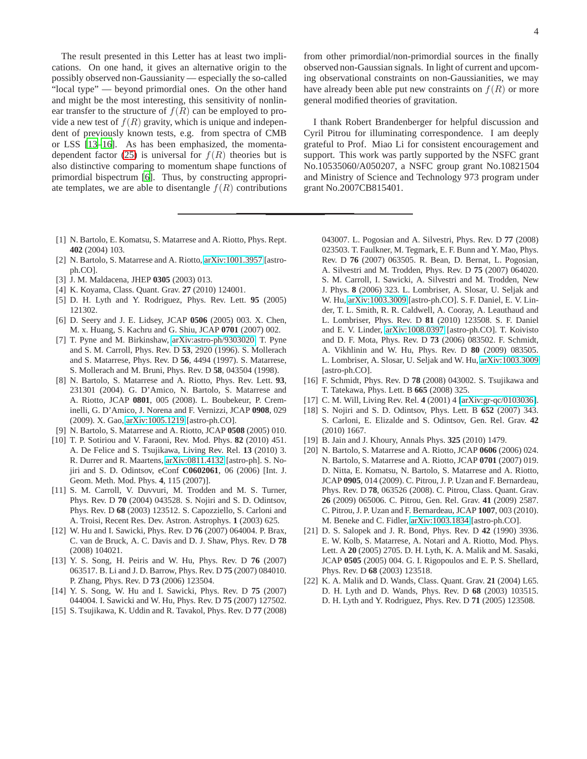The result presented in this Letter has at least two implications. On one hand, it gives an alternative origin to the possibly observed non-Gaussianity — especially the so-called "local type" — beyond primordial ones. On the other hand and might be the most interesting, this sensitivity of nonlinear transfer to the structure of $f(R)$ can be employed to provide a new test of $f(R)$ gravity, which is unique and independent of previously known tests, e.g. from spectra of CMB or LSS [13–16]. As has been emphasized, the momenta-dependent factor (25) is universal for $f(R)$ theories but is also distinctive comparing to momentum shape functions of primordial bispectrum [6]. Thus, by constructing appropriate templates, we are able to disentangle $f(R)$ contributions from other primordial/non-primordial sources in the finally observed non-Gaussian signals. In light of current and upcoming observational constraints on non-Gaussianities, we may have already been able put new constraints on $f(R)$ or more general modified theories of gravitation.

I thank Robert Brandenberger for helpful discussion and Cyril Pitrou for illuminating correspondence. I am deeply grateful to Prof. Miao Li for consistent encouragement and support. This work was partly supported by the NSFC grant No.10535060/A050207, a NSFC group grant No.10821504 and Ministry of Science and Technology 973 program under grant No.2007CB815401.

---

[1] N. Bartolo, E. Komatsu, S. Matarrese and A. Riotto, Phys. Rept. **402** (2004) 103.

[2] N. Bartolo, S. Matarrese and A. Riotto, arXiv:1001.3957 [astro-ph.CO].

[3] J. M. Maldacena, JHEP **0305** (2003) 013.

[4] K. Koyama, Class. Quant. Grav. **27** (2010) 124001.

[5] D. H. Lyth and Y. Rodriguez, Phys. Rev. Lett. **95** (2005) 121302.

[6] D. Seery and J. E. Lidsey, JCAP **0506** (2005) 003. X. Chen, M. x. Huang, S. Kachru and G. Shiu, JCAP **0701** (2007) 002.

[7] T. Pyne and M. Birkinshaw, arXiv:astro-ph/9303020. T. Pyne and S. M. Carroll, Phys. Rev. D **53**, 2920 (1996). S. Mollerach and S. Matarrese, Phys. Rev. D **56**, 4494 (1997). S. Matarrese, S. Mollerach and M. Bruni, Phys. Rev. D **58**, 043504 (1998).

[8] N. Bartolo, S. Matarrese and A. Riotto, Phys. Rev. Lett. **93**, 231301 (2004). G. D'Amico, N. Bartolo, S. Matarrese and A. Riotto, JCAP **0801**, 005 (2008). L. Boubekeur, P. Creminelli, G. D'Amico, J. Norena and F. Vernizzi, JCAP **0908**, 029 (2009). X. Gao, arXiv:1005.1219 [astro-ph.CO].

[9] N. Bartolo, S. Matarrese and A. Riotto, JCAP **0508** (2005) 010.

[10] T. P. Sotiriou and V. Faraoni, Rev. Mod. Phys. **82** (2010) 451. A. De Felice and S. Tsujikawa, Living Rev. Rel. **13** (2010) 3. R. Durrer and R. Maartens, arXiv:0811.4132 [astro-ph]. S. Nojiri and S. D. Odintsov, eConf **C0602061**, 06 (2006) [Int. J. Geom. Meth. Mod. Phys. **4**, 115 (2007)].

[11] S. M. Carroll, V. Duvvuri, M. Trodden and M. S. Turner, Phys. Rev. D **70** (2004) 043528. S. Nojiri and S. D. Odintsov, Phys. Rev. D **68** (2003) 123512. S. Capozziello, S. Carloni and A. Troisi, Recent Res. Dev. Astron. Astrophys. **1** (2003) 625.

[12] W. Hu and I. Sawicki, Phys. Rev. D **76** (2007) 064004. P. Brax, C. van de Bruck, A. C. Davis and D. J. Shaw, Phys. Rev. D **78** (2008) 104021.

[13] Y. S. Song, H. Peiris and W. Hu, Phys. Rev. D **76** (2007) 063517. B. Li and J. D. Barrow, Phys. Rev. D **75** (2007) 084010. P. Zhang, Phys. Rev. D **73** (2006) 123504.

[14] Y. S. Song, W. Hu and I. Sawicki, Phys. Rev. D **75** (2007) 044004. I. Sawicki and W. Hu, Phys. Rev. D **75** (2007) 127502.

[15] S. Tsujikawa, K. Uddin and R. Tavakol, Phys. Rev. D **77** (2008) 043007. L. Pogosian and A. Silvestri, Phys. Rev. D **77** (2008) 023503. T. Faulkner, M. Tegmark, E. F. Bunn and Y. Mao, Phys. Rev. D **76** (2007) 063505. R. Bean, D. Bernat, L. Pogosian, A. Silvestri and M. Trodden, Phys. Rev. D **75** (2007) 064020. S. M. Carroll, I. Sawicki, A. Silvestri and M. Trodden, New J. Phys. **8** (2006) 323. L. Lombriser, A. Slosar, U. Seljak and W. Hu, arXiv:1003.3009 [astro-ph.CO]. S. F. Daniel, E. V. Linder, T. L. Smith, R. R. Caldwell, A. Cooray, A. Leauthaud and L. Lombriser, Phys. Rev. D **81** (2010) 123508. S. F. Daniel and E. V. Linder, arXiv:1008.0397 [astro-ph.CO]. T. Koivisto and D. F. Mota, Phys. Rev. D **73** (2006) 083502. F. Schmidt, A. Vikhlinin and W. Hu, Phys. Rev. D **80** (2009) 083505. L. Lombriser, A. Slosar, U. Seljak and W. Hu, arXiv:1003.3009 [astro-ph.CO].

[16] F. Schmidt, Phys. Rev. D **78** (2008) 043002. S. Tsujikawa and T. Tatekawa, Phys. Lett. B **665** (2008) 325.

[17] C. M. Will, Living Rev. Rel. **4** (2001) 4 [arXiv:gr-qc/0103036].

[18] S. Nojiri and S. D. Odintsov, Phys. Lett. B **652** (2007) 343. S. Carloni, E. Elizalde and S. Odintsov, Gen. Rel. Grav. **42** (2010) 1667.

[19] B. Jain and J. Khoury, Annals Phys. **325** (2010) 1479.

[20] N. Bartolo, S. Matarrese and A. Riotto, JCAP **0606** (2006) 024. N. Bartolo, S. Matarrese and A. Riotto, JCAP **0701** (2007) 019. D. Nitta, E. Komatsu, N. Bartolo, S. Matarrese and A. Riotto, JCAP **0905**, 014 (2009). C. Pitrou, J. P. Uzan and F. Bernardeau, Phys. Rev. D **78**, 063526 (2008). C. Pitrou, Class. Quant. Grav. **26** (2009) 065006. C. Pitrou, Gen. Rel. Grav. **41** (2009) 2587. C. Pitrou, J. P. Uzan and F. Bernardeau, JCAP **1007**, 003 (2010). M. Beneke and C. Fidler, arXiv:1003.1834 [astro-ph.CO].

[21] D. S. Salopek and J. R. Bond, Phys. Rev. D **42** (1990) 3936. E. W. Kolb, S. Matarrese, A. Notari and A. Riotto, Mod. Phys. Lett. A **20** (2005) 2705. D. H. Lyth, K. A. Malik and M. Sasaki, JCAP **0505** (2005) 004. G. I. Rigopoulos and E. P. S. Shellard, Phys. Rev. D **68** (2003) 123518.

[22] K. A. Malik and D. Wands, Class. Quant. Grav. **21** (2004) L65. D. H. Lyth and D. Wands, Phys. Rev. D **68** (2003) 103515. D. H. Lyth and Y. Rodriguez, Phys. Rev. D **71** (2005) 123508.